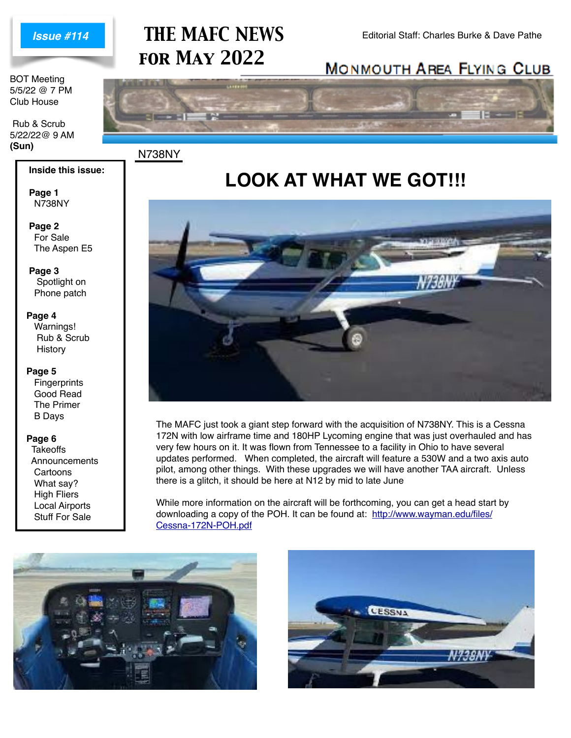Issue #114

# THE MAFC NEWS FOR MAY 2022

Editorial Staff: Charles Burke & Dave Pathe

MONMOUTH AREA FLYING CLUB

BOT Meeting
5/5/22 @ 7 PM
Club House

Rub & Scrub
5/22/22@ 9 AM
**(Sun)**

**Inside this issue:**

**Page 1**
N738NY

**Page 2**
For Sale
The Aspen E5

**Page 3**
Spotlight on
Phone patch

**Page 4**
Warnings!
Rub & Scrub
History

**Page 5**
Fingerprints
Good Read
The Primer
B Days

**Page 6**
Takeoffs
Announcements
Cartoons
What say?
High Fliers
Local Airports
Stuff For Sale

## N738NY

# LOOK AT WHAT WE GOT!!!

The MAFC just took a giant step forward with the acquisition of N738NY. This is a Cessna 172N with low airframe time and 180HP Lycoming engine that was just overhauled and has very few hours on it. It was flown from Tennessee to a facility in Ohio to have several updates performed. When completed, the aircraft will feature a 530W and a two axis auto pilot, among other things. With these upgrades we will have another TAA aircraft. Unless there is a glitch, it should be here at N12 by mid to late June

While more information on the aircraft will be forthcoming, you can get a head start by downloading a copy of the POH. It can be found at: http://www.wayman.edu/files/Cessna-172N-POH.pdf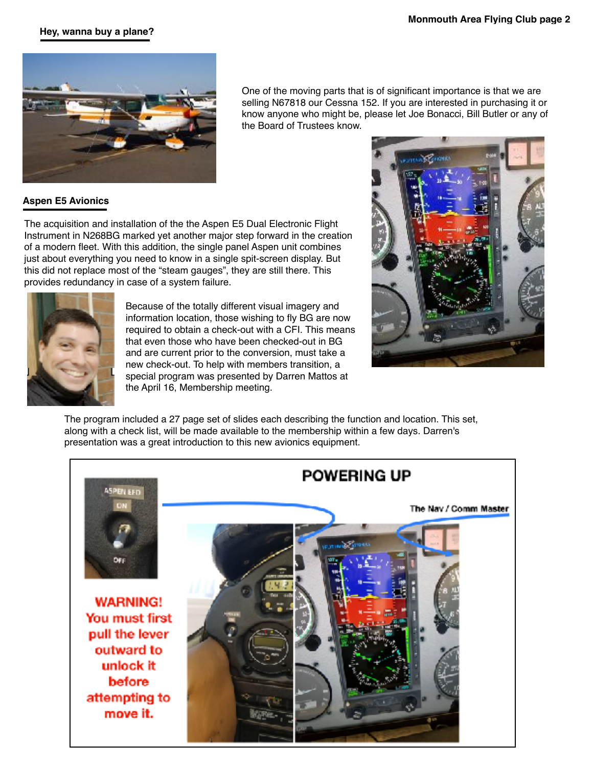## Hey, wanna buy a plane?

One of the moving parts that is of significant importance is that we are selling N67818 our Cessna 152. If you are interested in purchasing it or know anyone who might be, please let Joe Bonacci, Bill Butler or any of the Board of Trustees know.

## Aspen E5 Avionics

The acquisition and installation of the the Aspen E5 Dual Electronic Flight Instrument in N268BG marked yet another major step forward in the creation of a modern fleet. With this addition, the single panel Aspen unit combines just about everything you need to know in a single spit-screen display. But this did not replace most of the "steam gauges", they are still there. This provides redundancy in case of a system failure.

Because of the totally different visual imagery and information location, those wishing to fly BG are now required to obtain a check-out with a CFI. This means that even those who have been checked-out in BG and are current prior to the conversion, must take a new check-out. To help with members transition, a special program was presented by Darren Mattos at the April 16, Membership meeting.

The program included a 27 page set of slides each describing the function and location. This set, along with a check list, will be made available to the membership within a few days. Darren's presentation was a great introduction to this new avionics equipment.

**POWERING UP**

ASPEN EFD ON OFF

The Nav / Comm Master

**WARNING! You must first pull the lever outward to unlock it before attempting to move it.**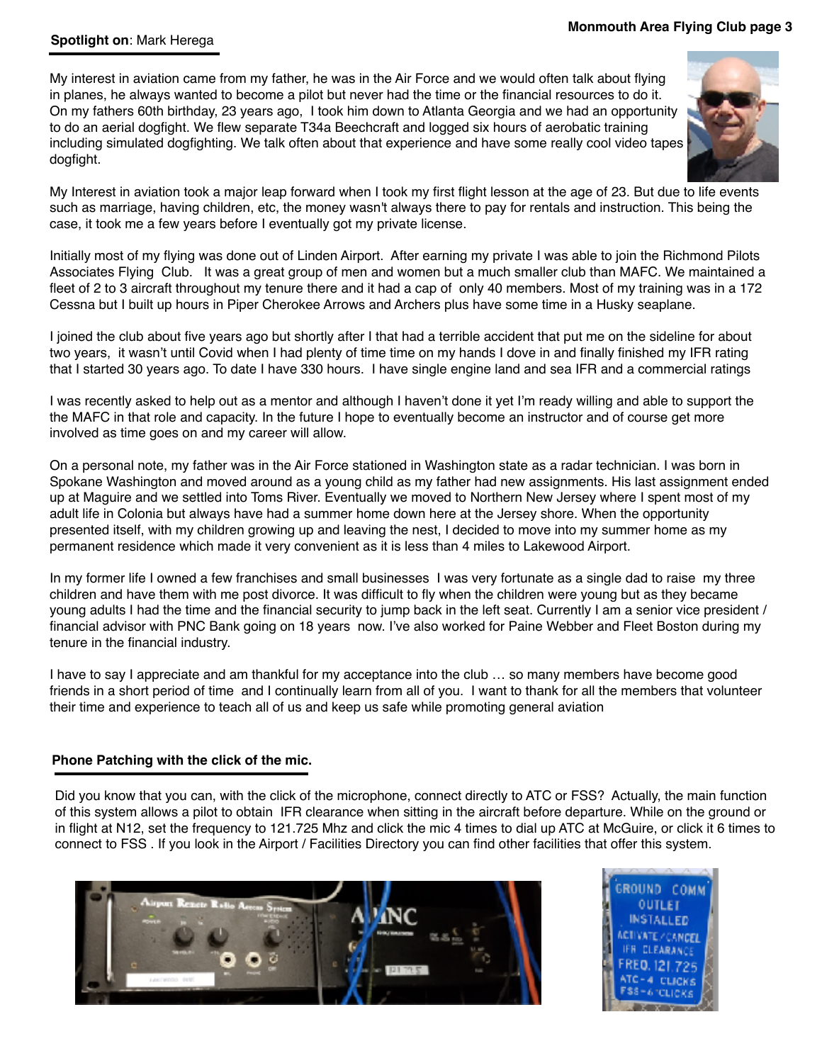## **Spotlight on**: Mark Herega

My interest in aviation came from my father, he was in the Air Force and we would often talk about flying in planes, he always wanted to become a pilot but never had the time or the financial resources to do it. On my fathers 60th birthday, 23 years ago, I took him down to Atlanta Georgia and we had an opportunity to do an aerial dogfight. We flew separate T34a Beechcraft and logged six hours of aerobatic training including simulated dogfighting. We talk often about that experience and have some really cool video tapes dogfight.

My Interest in aviation took a major leap forward when I took my first flight lesson at the age of 23. But due to life events such as marriage, having children, etc, the money wasn't always there to pay for rentals and instruction. This being the case, it took me a few years before I eventually got my private license.

Initially most of my flying was done out of Linden Airport. After earning my private I was able to join the Richmond Pilots Associates Flying Club. It was a great group of men and women but a much smaller club than MAFC. We maintained a fleet of 2 to 3 aircraft throughout my tenure there and it had a cap of only 40 members. Most of my training was in a 172 Cessna but I built up hours in Piper Cherokee Arrows and Archers plus have some time in a Husky seaplane.

I joined the club about five years ago but shortly after I that had a terrible accident that put me on the sideline for about two years, it wasn't until Covid when I had plenty of time time on my hands I dove in and finally finished my IFR rating that I started 30 years ago. To date I have 330 hours. I have single engine land and sea IFR and a commercial ratings

I was recently asked to help out as a mentor and although I haven't done it yet I'm ready willing and able to support the the MAFC in that role and capacity. In the future I hope to eventually become an instructor and of course get more involved as time goes on and my career will allow.

On a personal note, my father was in the Air Force stationed in Washington state as a radar technician. I was born in Spokane Washington and moved around as a young child as my father had new assignments. His last assignment ended up at Maguire and we settled into Toms River. Eventually we moved to Northern New Jersey where I spent most of my adult life in Colonia but always have had a summer home down here at the Jersey shore. When the opportunity presented itself, with my children growing up and leaving the nest, I decided to move into my summer home as my permanent residence which made it very convenient as it is less than 4 miles to Lakewood Airport.

In my former life I owned a few franchises and small businesses I was very fortunate as a single dad to raise my three children and have them with me post divorce. It was difficult to fly when the children were young but as they became young adults I had the time and the financial security to jump back in the left seat. Currently I am a senior vice president / financial advisor with PNC Bank going on 18 years now. I've also worked for Paine Webber and Fleet Boston during my tenure in the financial industry.

I have to say I appreciate and am thankful for my acceptance into the club … so many members have become good friends in a short period of time and I continually learn from all of you. I want to thank for all the members that volunteer their time and experience to teach all of us and keep us safe while promoting general aviation

## **Phone Patching with the click of the mic.**

Did you know that you can, with the click of the microphone, connect directly to ATC or FSS? Actually, the main function of this system allows a pilot to obtain IFR clearance when sitting in the aircraft before departure. While on the ground or in flight at N12, set the frequency to 121.725 Mhz and click the mic 4 times to dial up ATC at McGuire, or click it 6 times to connect to FSS . If you look in the Airport / Facilities Directory you can find other facilities that offer this system.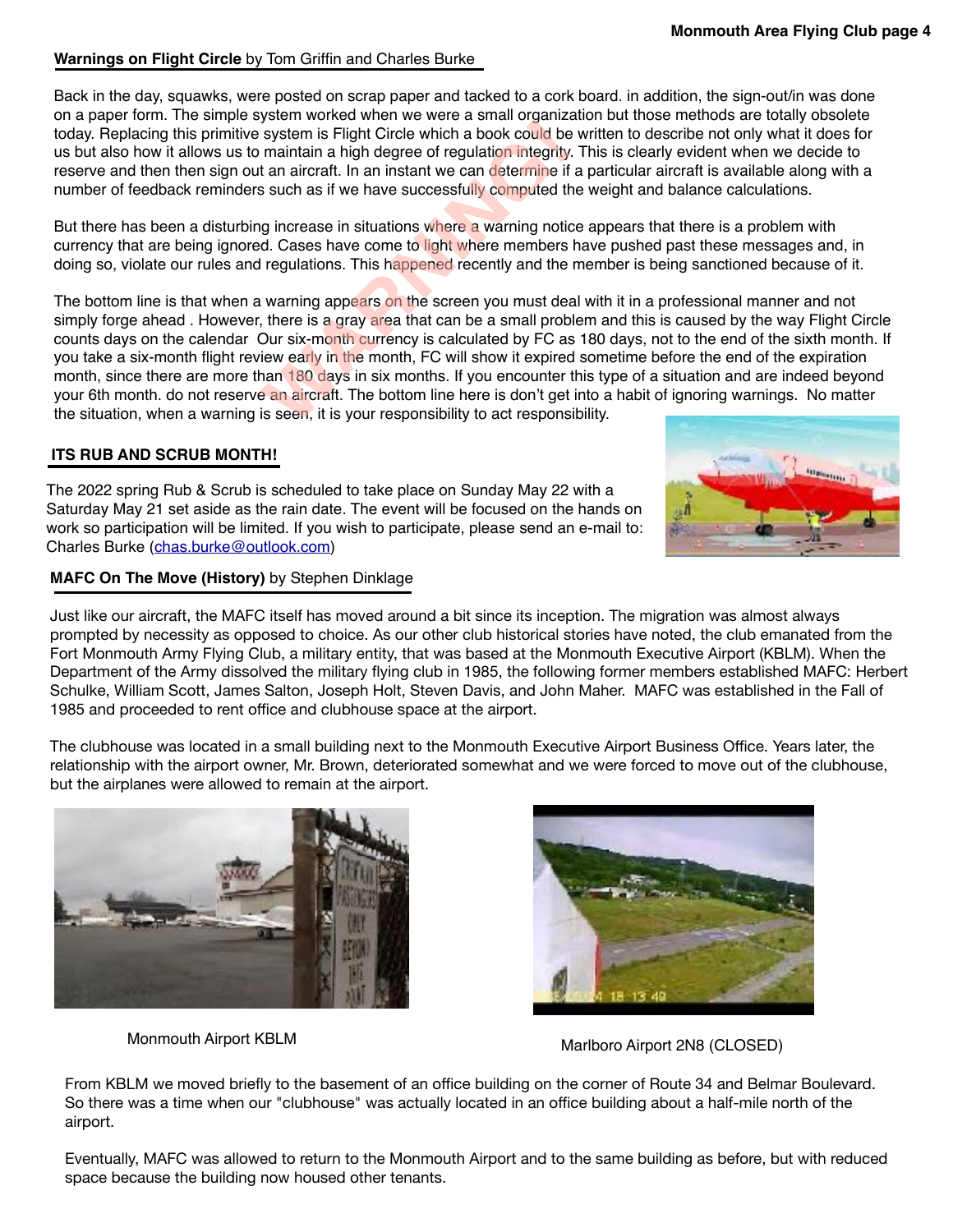## Warnings on Flight Circle by Tom Griffin and Charles Burke

Back in the day, squawks, were posted on scrap paper and tacked to a cork board. in addition, the sign-out/in was done on a paper form. The simple system worked when we were a small organization but those methods are totally obsolete today. Replacing this primitive system is Flight Circle which a book could be written to describe not only what it does for us but also how it allows us to maintain a high degree of regulation integrity. This is clearly evident when we decide to reserve and then then sign out an aircraft. In an instant we can determine if a particular aircraft is available along with a number of feedback reminders such as if we have successfully computed the weight and balance calculations.

But there has been a disturbing increase in situations where a warning notice appears that there is a problem with currency that are being ignored. Cases have come to light where members have pushed past these messages and, in doing so, violate our rules and regulations. This happened recently and the member is being sanctioned because of it.

The bottom line is that when a warning appears on the screen you must deal with it in a professional manner and not simply forge ahead . However, there is a gray area that can be a small problem and this is caused by the way Flight Circle counts days on the calendar Our six-month currency is calculated by FC as 180 days, not to the end of the sixth month. If you take a six-month flight review early in the month, FC will show it expired sometime before the end of the expiration month, since there are more than 180 days in six months. If you encounter this type of a situation and are indeed beyond your 6th month. do not reserve an aircraft. The bottom line here is don't get into a habit of ignoring warnings. No matter the situation, when a warning is seen, it is your responsibility to act responsibility.

## ITS RUB AND SCRUB MONTH!

The 2022 spring Rub & Scrub is scheduled to take place on Sunday May 22 with a Saturday May 21 set aside as the rain date. The event will be focused on the hands on work so participation will be limited. If you wish to participate, please send an e-mail to: Charles Burke (chas.burke@outlook.com)

## MAFC On The Move (History) by Stephen Dinklage

Just like our aircraft, the MAFC itself has moved around a bit since its inception. The migration was almost always prompted by necessity as opposed to choice. As our other club historical stories have noted, the club emanated from the Fort Monmouth Army Flying Club, a military entity, that was based at the Monmouth Executive Airport (KBLM). When the Department of the Army dissolved the military flying club in 1985, the following former members established MAFC: Herbert Schulke, William Scott, James Salton, Joseph Holt, Steven Davis, and John Maher. MAFC was established in the Fall of 1985 and proceeded to rent office and clubhouse space at the airport.

The clubhouse was located in a small building next to the Monmouth Executive Airport Business Office. Years later, the relationship with the airport owner, Mr. Brown, deteriorated somewhat and we were forced to move out of the clubhouse, but the airplanes were allowed to remain at the airport.

Monmouth Airport KBLM

Marlboro Airport 2N8 (CLOSED)

From KBLM we moved briefly to the basement of an office building on the corner of Route 34 and Belmar Boulevard. So there was a time when our "clubhouse" was actually located in an office building about a half-mile north of the airport.

Eventually, MAFC was allowed to return to the Monmouth Airport and to the same building as before, but with reduced space because the building now housed other tenants.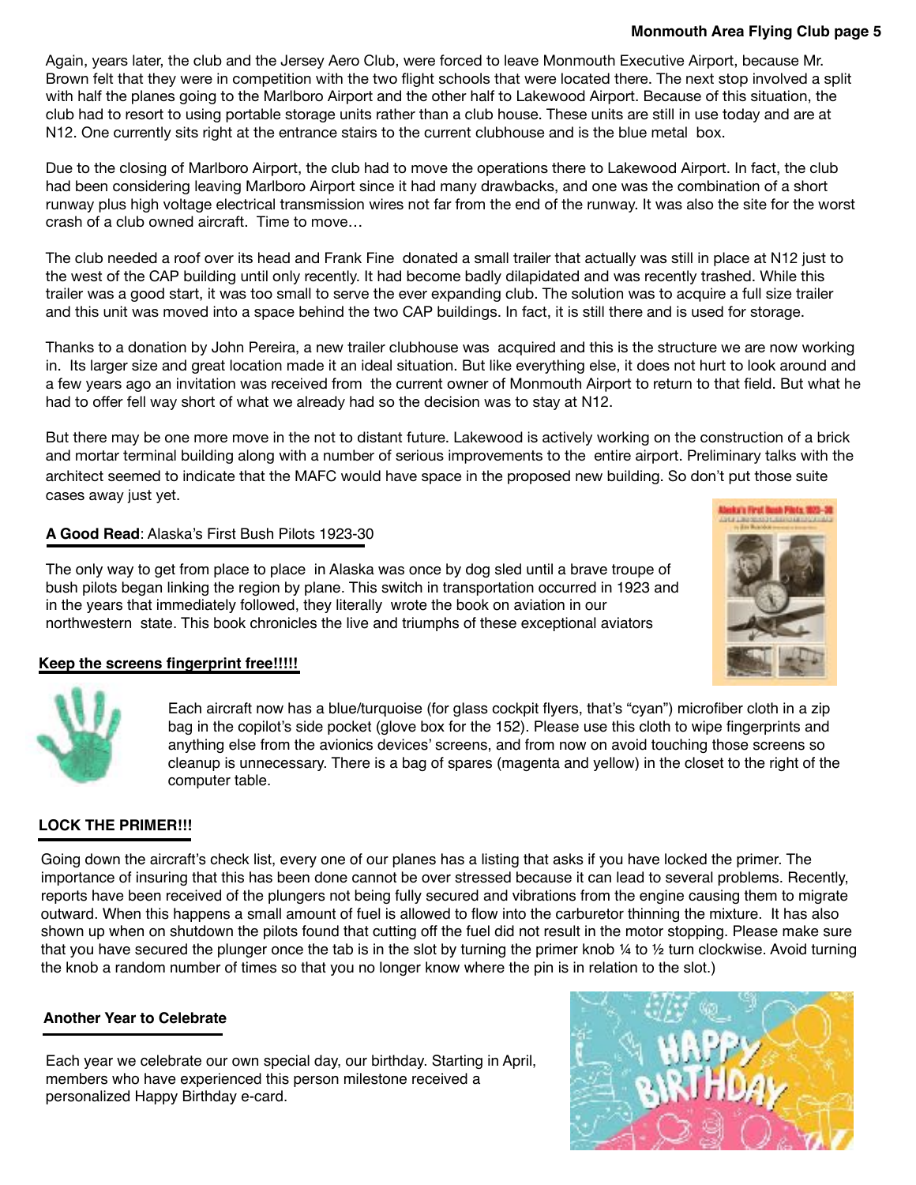Again, years later, the club and the Jersey Aero Club, were forced to leave Monmouth Executive Airport, because Mr. Brown felt that they were in competition with the two flight schools that were located there. The next stop involved a split with half the planes going to the Marlboro Airport and the other half to Lakewood Airport. Because of this situation, the club had to resort to using portable storage units rather than a club house. These units are still in use today and are at N12. One currently sits right at the entrance stairs to the current clubhouse and is the blue metal box.

Due to the closing of Marlboro Airport, the club had to move the operations there to Lakewood Airport. In fact, the club had been considering leaving Marlboro Airport since it had many drawbacks, and one was the combination of a short runway plus high voltage electrical transmission wires not far from the end of the runway. It was also the site for the worst crash of a club owned aircraft. Time to move…

The club needed a roof over its head and Frank Fine donated a small trailer that actually was still in place at N12 just to the west of the CAP building until only recently. It had become badly dilapidated and was recently trashed. While this trailer was a good start, it was too small to serve the ever expanding club. The solution was to acquire a full size trailer and this unit was moved into a space behind the two CAP buildings. In fact, it is still there and is used for storage.

Thanks to a donation by John Pereira, a new trailer clubhouse was acquired and this is the structure we are now working in. Its larger size and great location made it an ideal situation. But like everything else, it does not hurt to look around and a few years ago an invitation was received from the current owner of Monmouth Airport to return to that field. But what he had to offer fell way short of what we already had so the decision was to stay at N12.

But there may be one more move in the not to distant future. Lakewood is actively working on the construction of a brick and mortar terminal building along with a number of serious improvements to the entire airport. Preliminary talks with the architect seemed to indicate that the MAFC would have space in the proposed new building. So don't put those suite cases away just yet.

**A Good Read**: Alaska's First Bush Pilots 1923-30

The only way to get from place to place in Alaska was once by dog sled until a brave troupe of bush pilots began linking the region by plane. This switch in transportation occurred in 1923 and in the years that immediately followed, they literally wrote the book on aviation in our northwestern state. This book chronicles the live and triumphs of these exceptional aviators

**Keep the screens fingerprint free!!!!!**

Each aircraft now has a blue/turquoise (for glass cockpit flyers, that's "cyan") microfiber cloth in a zip bag in the copilot's side pocket (glove box for the 152). Please use this cloth to wipe fingerprints and anything else from the avionics devices' screens, and from now on avoid touching those screens so cleanup is unnecessary. There is a bag of spares (magenta and yellow) in the closet to the right of the computer table.

**LOCK THE PRIMER!!!**

Going down the aircraft's check list, every one of our planes has a listing that asks if you have locked the primer. The importance of insuring that this has been done cannot be over stressed because it can lead to several problems. Recently, reports have been received of the plungers not being fully secured and vibrations from the engine causing them to migrate outward. When this happens a small amount of fuel is allowed to flow into the carburetor thinning the mixture. It has also shown up when on shutdown the pilots found that cutting off the fuel did not result in the motor stopping. Please make sure that you have secured the plunger once the tab is in the slot by turning the primer knob ¼ to ½ turn clockwise. Avoid turning the knob a random number of times so that you no longer know where the pin is in relation to the slot.)

**Another Year to Celebrate**

Each year we celebrate our own special day, our birthday. Starting in April, members who have experienced this person milestone received a personalized Happy Birthday e-card.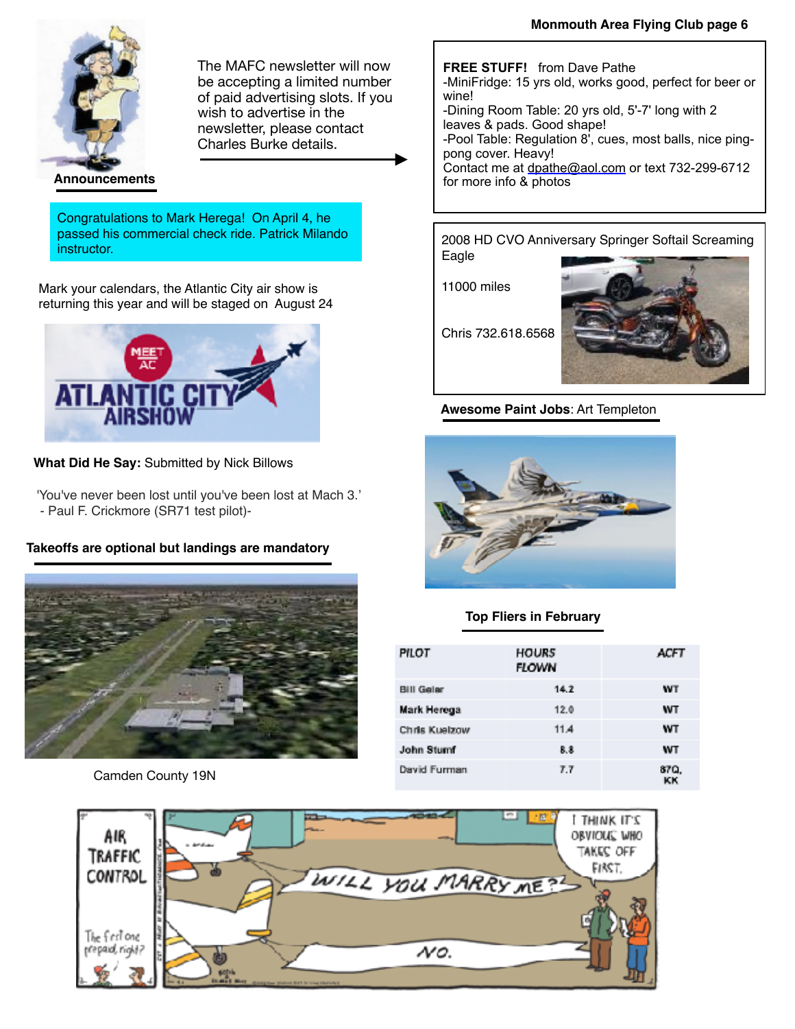**Announcements**

The MAFC newsletter will now be accepting a limited number of paid advertising slots. If you wish to advertise in the newsletter, please contact Charles Burke details.

**FREE STUFF!** from Dave Pathe
-MiniFridge: 15 yrs old, works good, perfect for beer or wine!
-Dining Room Table: 20 yrs old, 5'-7' long with 2 leaves & pads. Good shape!
-Pool Table: Regulation 8', cues, most balls, nice ping-pong cover. Heavy!
Contact me at dpathe@aol.com or text 732-299-6712 for more info & photos

Congratulations to Mark Herega! On April 4, he passed his commercial check ride. Patrick Milando instructor.

2008 HD CVO Anniversary Springer Softail Screaming Eagle

11000 miles

Chris 732.618.6568

Mark your calendars, the Atlantic City air show is returning this year and will be staged on August 24

**Awesome Paint Jobs**: Art Templeton

**What Did He Say:** Submitted by Nick Billows

'You've never been lost until you've been lost at Mach 3.'
- Paul F. Crickmore (SR71 test pilot)-

**Takeoffs are optional but landings are mandatory**

Camden County 19N

**Top Fliers in February**

| PILOT | HOURS FLOWN | ACFT |
| --- | --- | --- |
| Bill Geier | 14.2 | WT |
| Mark Herega | 12.0 | WT |
| Chris Kuelzow | 11.4 | WT |
| John Sturnf | 8.8 | WT |
| David Furman | 7.7 | 87Q, KK |